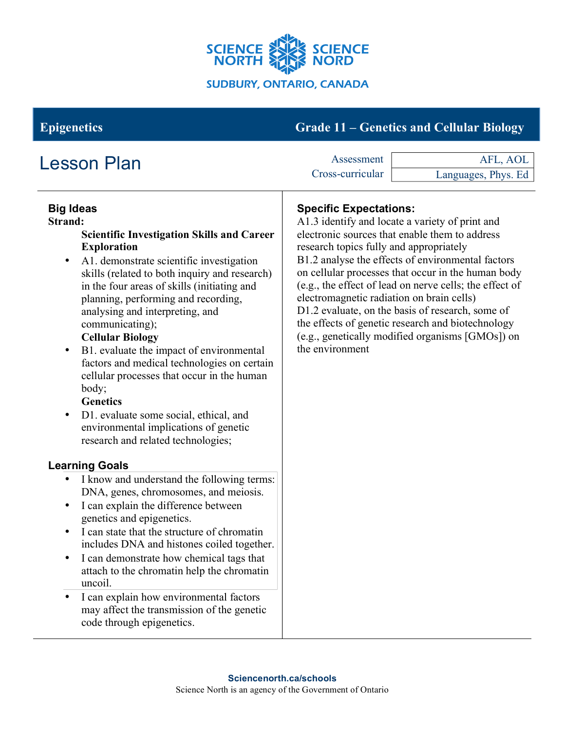SCIENCE NORTH | SCIENCE NORD

SUDBURY, ONTARIO, CANADA

**Epigenetics** — **Grade 11 – Genetics and Cellular Biology**

# Lesson Plan

| Assessment | AFL, AOL |
|---|---|
| Cross-curricular | Languages, Phys. Ed |

## Big Ideas

**Strand:**

**Scientific Investigation Skills and Career Exploration**

- A1. demonstrate scientific investigation skills (related to both inquiry and research) in the four areas of skills (initiating and planning, performing and recording, analysing and interpreting, and communicating);

**Cellular Biology**

- B1. evaluate the impact of environmental factors and medical technologies on certain cellular processes that occur in the human body;

**Genetics**

- D1. evaluate some social, ethical, and environmental implications of genetic research and related technologies;

## Learning Goals

- I know and understand the following terms: DNA, genes, chromosomes, and meiosis.
- I can explain the difference between genetics and epigenetics.
- I can state that the structure of chromatin includes DNA and histones coiled together.
- I can demonstrate how chemical tags that attach to the chromatin help the chromatin uncoil.
- I can explain how environmental factors may affect the transmission of the genetic code through epigenetics.

## Specific Expectations:

A1.3 identify and locate a variety of print and electronic sources that enable them to address research topics fully and appropriately

B1.2 analyse the effects of environmental factors on cellular processes that occur in the human body (e.g., the effect of lead on nerve cells; the effect of electromagnetic radiation on brain cells)

D1.2 evaluate, on the basis of research, some of the effects of genetic research and biotechnology (e.g., genetically modified organisms [GMOs]) on the environment

**Sciencenorth.ca/schools**

Science North is an agency of the Government of Ontario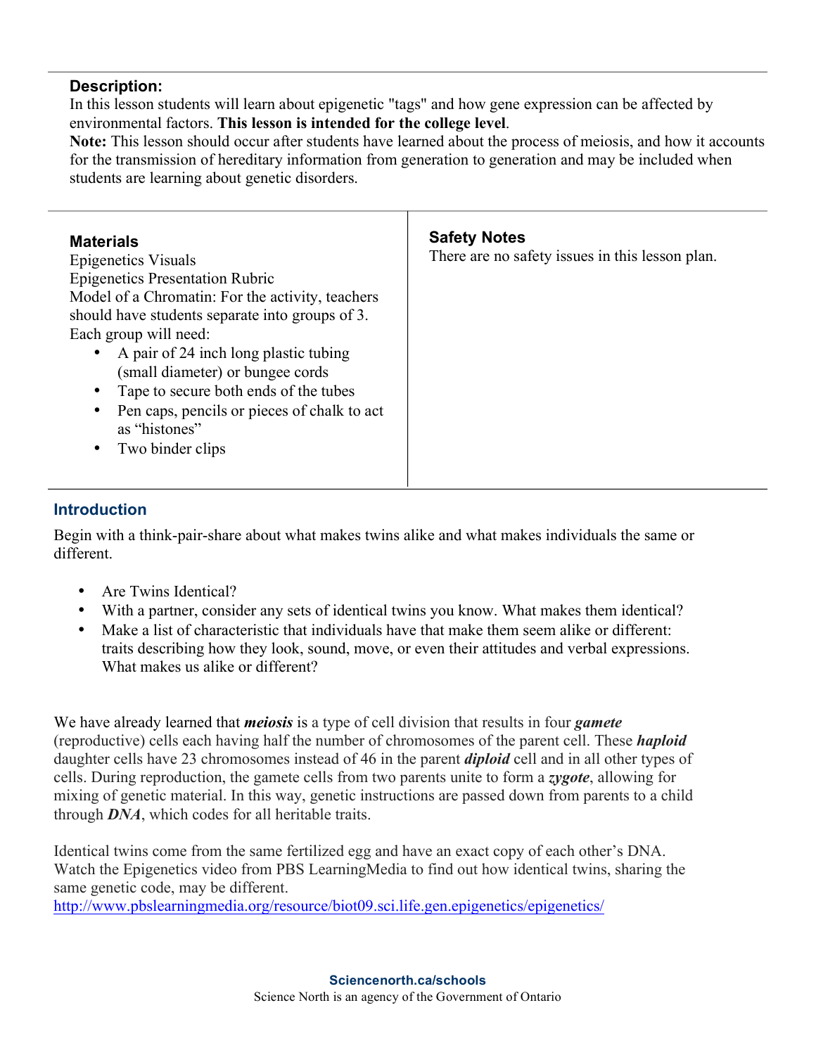### Description:

In this lesson students will learn about epigenetic "tags" and how gene expression can be affected by environmental factors. **This lesson is intended for the college level**.

**Note:** This lesson should occur after students have learned about the process of meiosis, and how it accounts for the transmission of hereditary information from generation to generation and may be included when students are learning about genetic disorders.

### Materials

Epigenetics Visuals
Epigenetics Presentation Rubric
Model of a Chromatin: For the activity, teachers should have students separate into groups of 3. Each group will need:

- A pair of 24 inch long plastic tubing (small diameter) or bungee cords
- Tape to secure both ends of the tubes
- Pen caps, pencils or pieces of chalk to act as "histones"
- Two binder clips

### Safety Notes

There are no safety issues in this lesson plan.

## Introduction

Begin with a think-pair-share about what makes twins alike and what makes individuals the same or different.

- Are Twins Identical?
- With a partner, consider any sets of identical twins you know. What makes them identical?
- Make a list of characteristic that individuals have that make them seem alike or different: traits describing how they look, sound, move, or even their attitudes and verbal expressions. What makes us alike or different?

We have already learned that ***meiosis*** is a type of cell division that results in four ***gamete*** (reproductive) cells each having half the number of chromosomes of the parent cell. These ***haploid*** daughter cells have 23 chromosomes instead of 46 in the parent ***diploid*** cell and in all other types of cells. During reproduction, the gamete cells from two parents unite to form a ***zygote***, allowing for mixing of genetic material. In this way, genetic instructions are passed down from parents to a child through ***DNA***, which codes for all heritable traits.

Identical twins come from the same fertilized egg and have an exact copy of each other's DNA. Watch the Epigenetics video from PBS LearningMedia to find out how identical twins, sharing the same genetic code, may be different.
http://www.pbslearningmedia.org/resource/biot09.sci.life.gen.epigenetics/epigenetics/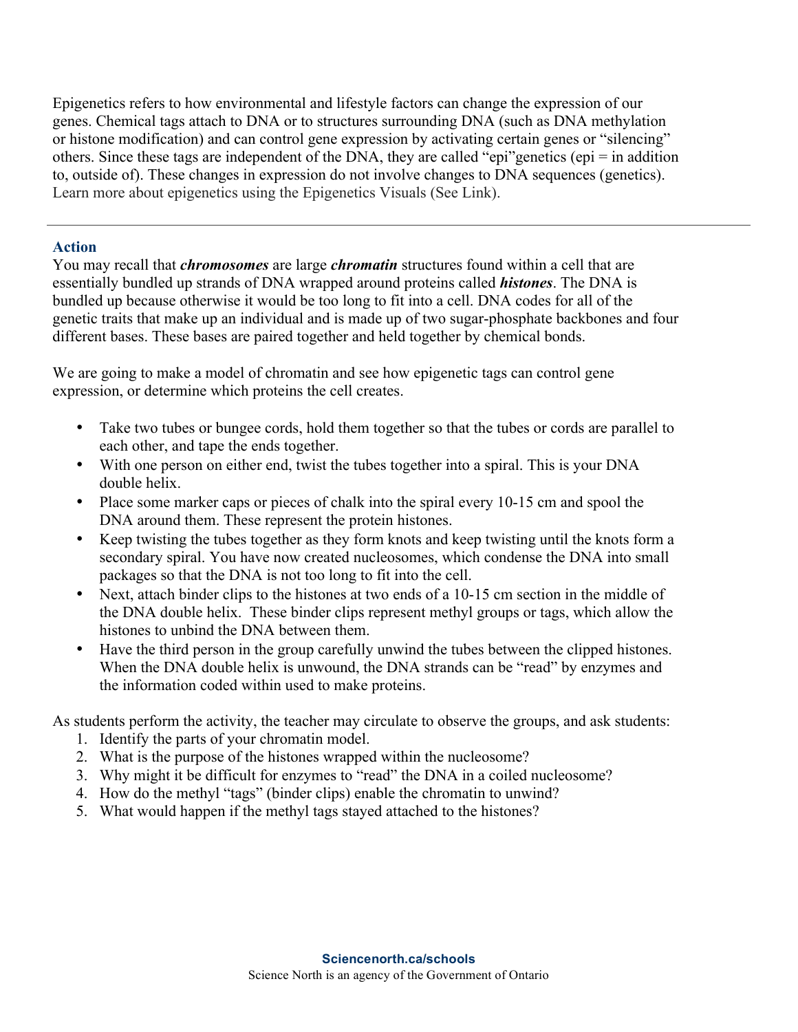Epigenetics refers to how environmental and lifestyle factors can change the expression of our genes. Chemical tags attach to DNA or to structures surrounding DNA (such as DNA methylation or histone modification) and can control gene expression by activating certain genes or "silencing" others. Since these tags are independent of the DNA, they are called "epi"genetics (epi = in addition to, outside of). These changes in expression do not involve changes to DNA sequences (genetics). Learn more about epigenetics using the Epigenetics Visuals (See Link).

---

### Action

You may recall that ***chromosomes*** are large ***chromatin*** structures found within a cell that are essentially bundled up strands of DNA wrapped around proteins called ***histones***. The DNA is bundled up because otherwise it would be too long to fit into a cell. DNA codes for all of the genetic traits that make up an individual and is made up of two sugar-phosphate backbones and four different bases. These bases are paired together and held together by chemical bonds.

We are going to make a model of chromatin and see how epigenetic tags can control gene expression, or determine which proteins the cell creates.

- Take two tubes or bungee cords, hold them together so that the tubes or cords are parallel to each other, and tape the ends together.
- With one person on either end, twist the tubes together into a spiral. This is your DNA double helix.
- Place some marker caps or pieces of chalk into the spiral every 10-15 cm and spool the DNA around them. These represent the protein histones.
- Keep twisting the tubes together as they form knots and keep twisting until the knots form a secondary spiral. You have now created nucleosomes, which condense the DNA into small packages so that the DNA is not too long to fit into the cell.
- Next, attach binder clips to the histones at two ends of a 10-15 cm section in the middle of the DNA double helix. These binder clips represent methyl groups or tags, which allow the histones to unbind the DNA between them.
- Have the third person in the group carefully unwind the tubes between the clipped histones. When the DNA double helix is unwound, the DNA strands can be "read" by enzymes and the information coded within used to make proteins.

As students perform the activity, the teacher may circulate to observe the groups, and ask students:

1. Identify the parts of your chromatin model.
2. What is the purpose of the histones wrapped within the nucleosome?
3. Why might it be difficult for enzymes to "read" the DNA in a coiled nucleosome?
4. How do the methyl "tags" (binder clips) enable the chromatin to unwind?
5. What would happen if the methyl tags stayed attached to the histones?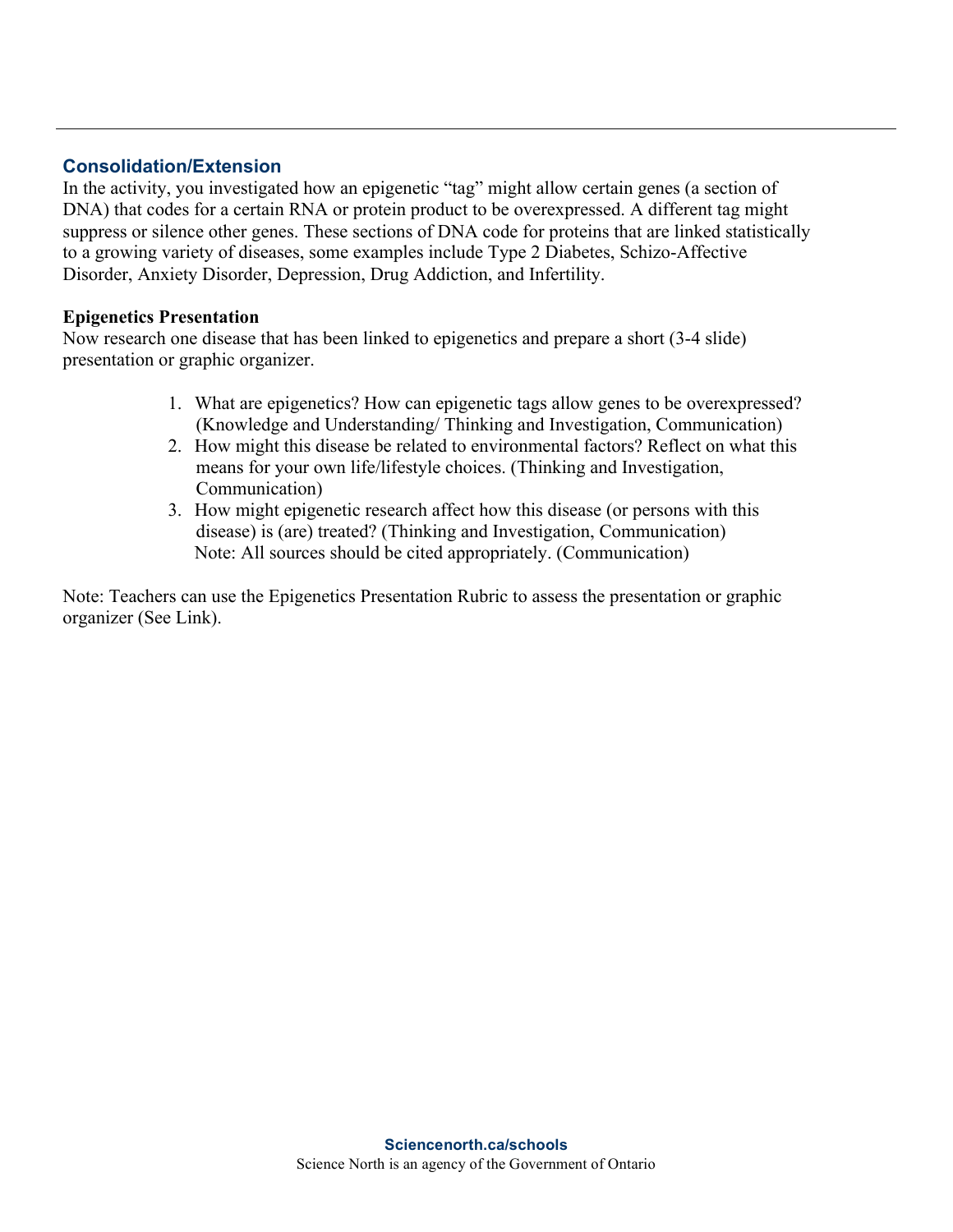## Consolidation/Extension

In the activity, you investigated how an epigenetic "tag" might allow certain genes (a section of DNA) that codes for a certain RNA or protein product to be overexpressed. A different tag might suppress or silence other genes. These sections of DNA code for proteins that are linked statistically to a growing variety of diseases, some examples include Type 2 Diabetes, Schizo-Affective Disorder, Anxiety Disorder, Depression, Drug Addiction, and Infertility.

**Epigenetics Presentation**

Now research one disease that has been linked to epigenetics and prepare a short (3-4 slide) presentation or graphic organizer.

1. What are epigenetics? How can epigenetic tags allow genes to be overexpressed? (Knowledge and Understanding/ Thinking and Investigation, Communication)
2. How might this disease be related to environmental factors? Reflect on what this means for your own life/lifestyle choices. (Thinking and Investigation, Communication)
3. How might epigenetic research affect how this disease (or persons with this disease) is (are) treated? (Thinking and Investigation, Communication)
   Note: All sources should be cited appropriately. (Communication)

Note: Teachers can use the Epigenetics Presentation Rubric to assess the presentation or graphic organizer (See Link).